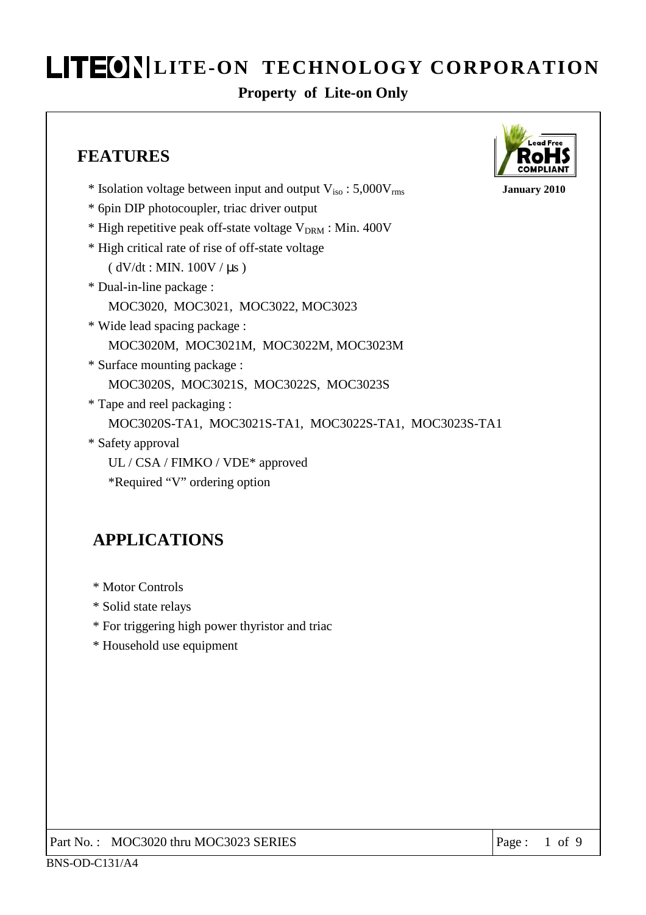# LITE-ON TECHNOLOGY CORPORATION

**Property of Lite-on Only**

## FEATURES

January 2010

* Isolation voltage between input and output $V_{iso}$ : 5,000$V_{rms}$
* 6pin DIP photocoupler, triac driver output
* High repetitive peak off-state voltage $V_{DRM}$ : Min. 400V
* High critical rate of rise of off-state voltage
  ( dV/dt : MIN. 100V / μs )
* Dual-in-line package :
  MOC3020, MOC3021, MOC3022, MOC3023
* Wide lead spacing package :
  MOC3020M, MOC3021M, MOC3022M, MOC3023M
* Surface mounting package :
  MOC3020S, MOC3021S, MOC3022S, MOC3023S
* Tape and reel packaging :
  MOC3020S-TA1, MOC3021S-TA1, MOC3022S-TA1, MOC3023S-TA1
* Safety approval
  UL / CSA / FIMKO / VDE* approved
  *Required "V" ordering option

## APPLICATIONS

* Motor Controls
* Solid state relays
* For triggering high power thyristor and triac
* Household use equipment

Part No. : MOC3020 thru MOC3023 SERIES

BNS-OD-C131/A4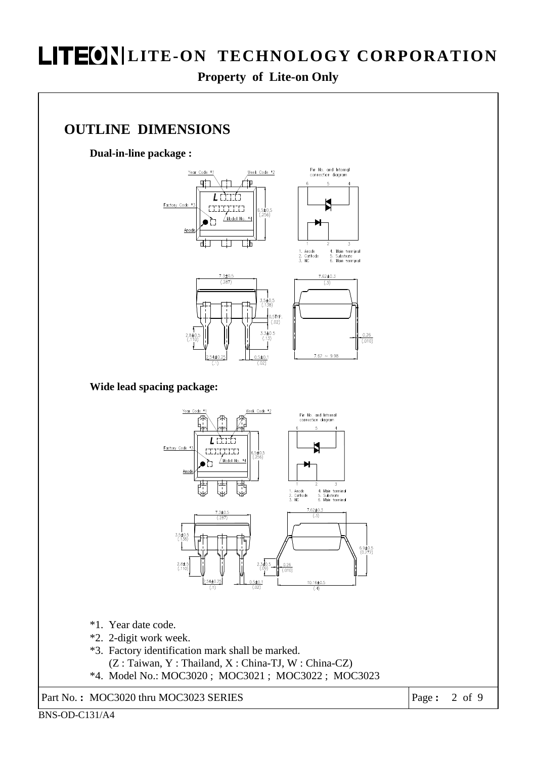## OUTLINE DIMENSIONS

**Dual-in-line package :**

**Wide lead spacing package:**

*1. Year date code.

*2. 2-digit work week.

*3. Factory identification mark shall be marked.
(Z : Taiwan, Y : Thailand, X : China-TJ, W : China-CZ)

*4. Model No.: MOC3020 ; MOC3021 ; MOC3022 ; MOC3023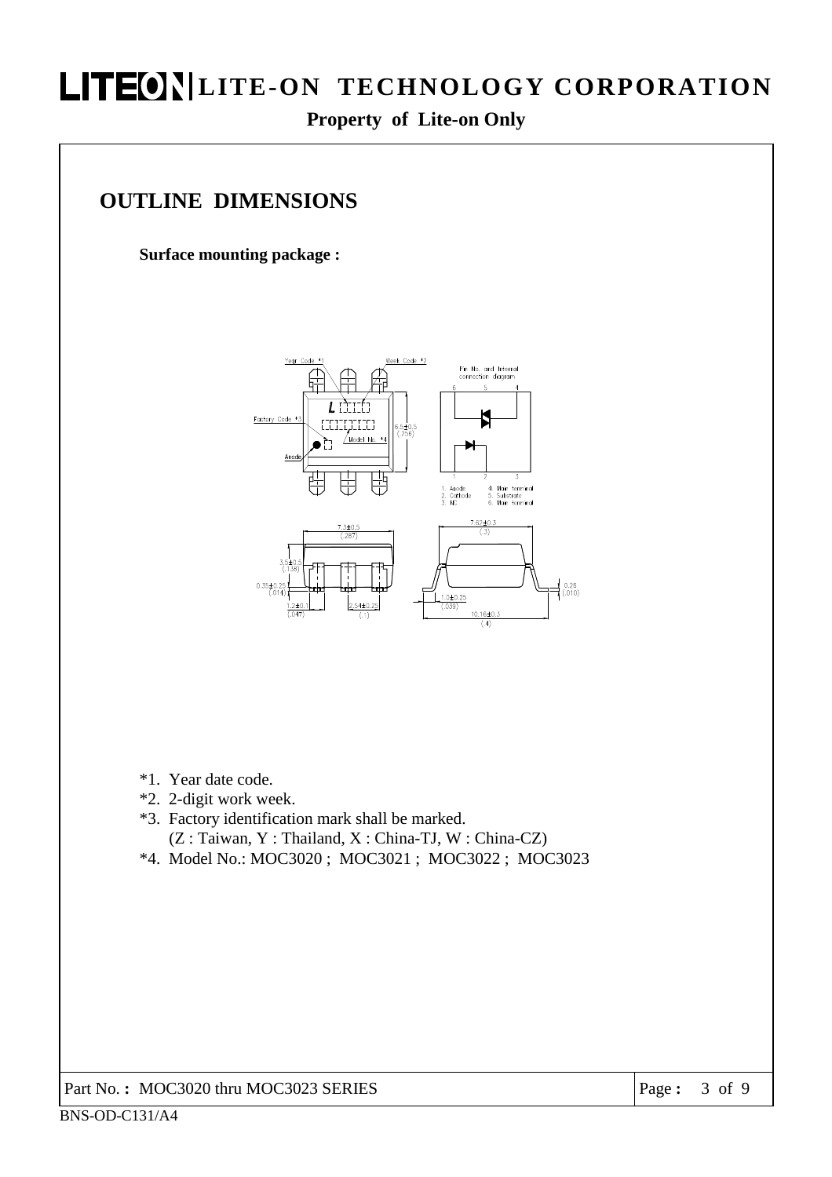## OUTLINE DIMENSIONS

**Surface mounting package :**

*1. Year date code.
*2. 2-digit work week.
*3. Factory identification mark shall be marked.
(Z : Taiwan, Y : Thailand, X : China-TJ, W : China-CZ)
*4. Model No.: MOC3020 ; MOC3021 ; MOC3022 ; MOC3023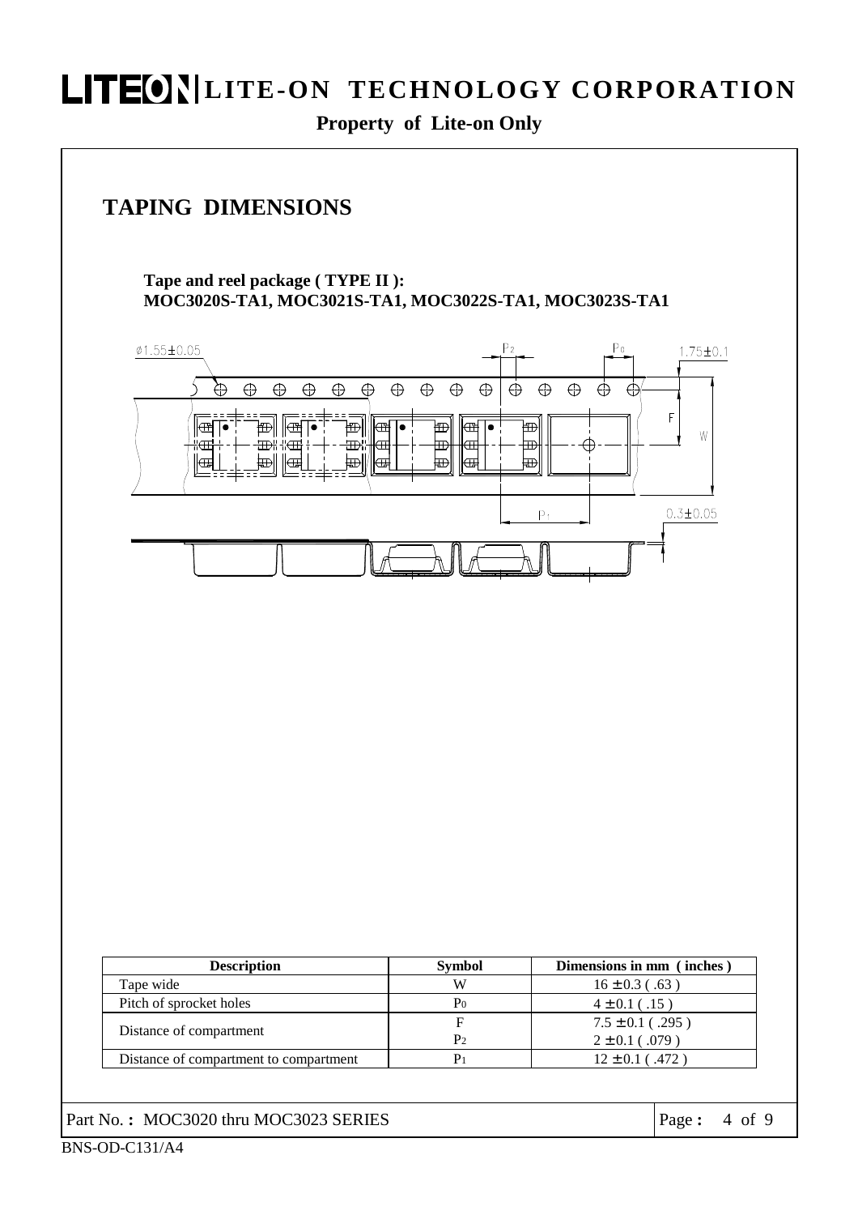## TAPING DIMENSIONS

**Tape and reel package ( TYPE II ):**
**MOC3020S-TA1, MOC3021S-TA1, MOC3022S-TA1, MOC3023S-TA1**

| Description | Symbol | Dimensions in mm ( inches ) |
|---|---|---|
| Tape wide | W | 16 ± 0.3 ( .63 ) |
| Pitch of sprocket holes | $P_0$ | 4 ± 0.1 ( .15 ) |
| Distance of compartment | F | 7.5 ± 0.1 ( .295 ) |
| | $P_2$ | 2 ± 0.1 ( .079 ) |
| Distance of compartment to compartment | $P_1$ | 12 ± 0.1 ( .472 ) |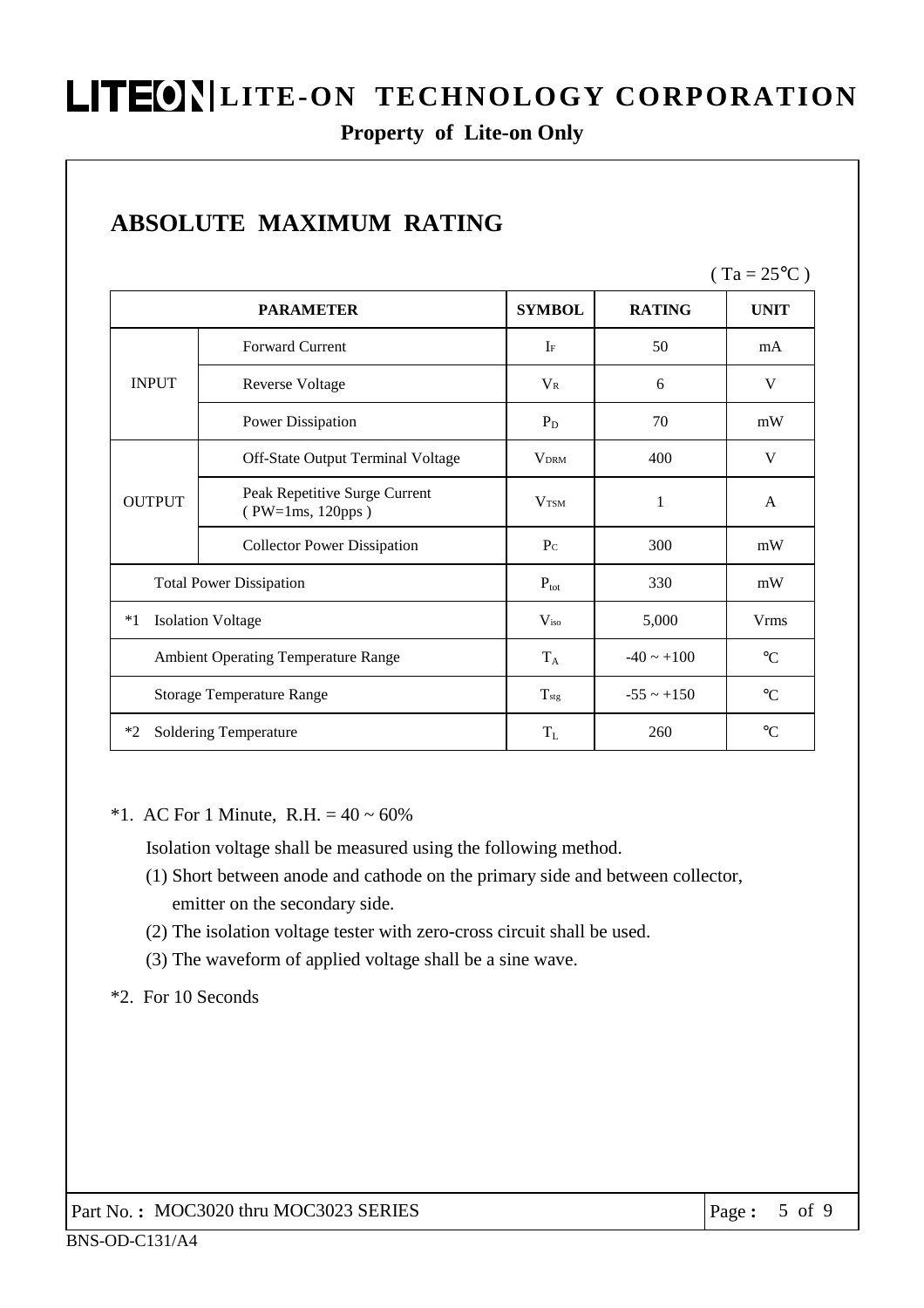## ABSOLUTE MAXIMUM RATING

( Ta = 25℃ )

| PARAMETER | | SYMBOL | RATING | UNIT |
|---|---|---|---|---|
| INPUT | Forward Current | $I_F$ | 50 | mA |
| | Reverse Voltage | $V_R$ | 6 | V |
| | Power Dissipation | $P_D$ | 70 | mW |
| OUTPUT | Off-State Output Terminal Voltage | $V_{DRM}$ | 400 | V |
| | Peak Repetitive Surge Current ( PW=1ms, 120pps ) | $V_{TSM}$ | 1 | A |
| | Collector Power Dissipation | $P_C$ | 300 | mW |
| Total Power Dissipation | | $P_{tot}$ | 330 | mW |
| *1 Isolation Voltage | | $V_{iso}$ | 5,000 | Vrms |
| Ambient Operating Temperature Range | | $T_A$ | -40 ~ +100 | ℃ |
| Storage Temperature Range | | $T_{stg}$ | -55 ~ +150 | ℃ |
| *2 Soldering Temperature | | $T_L$ | 260 | ℃ |

*1. AC For 1 Minute, R.H. = 40 ~ 60%

Isolation voltage shall be measured using the following method.

(1) Short between anode and cathode on the primary side and between collector, emitter on the secondary side.

(2) The isolation voltage tester with zero-cross circuit shall be used.

(3) The waveform of applied voltage shall be a sine wave.

*2. For 10 Seconds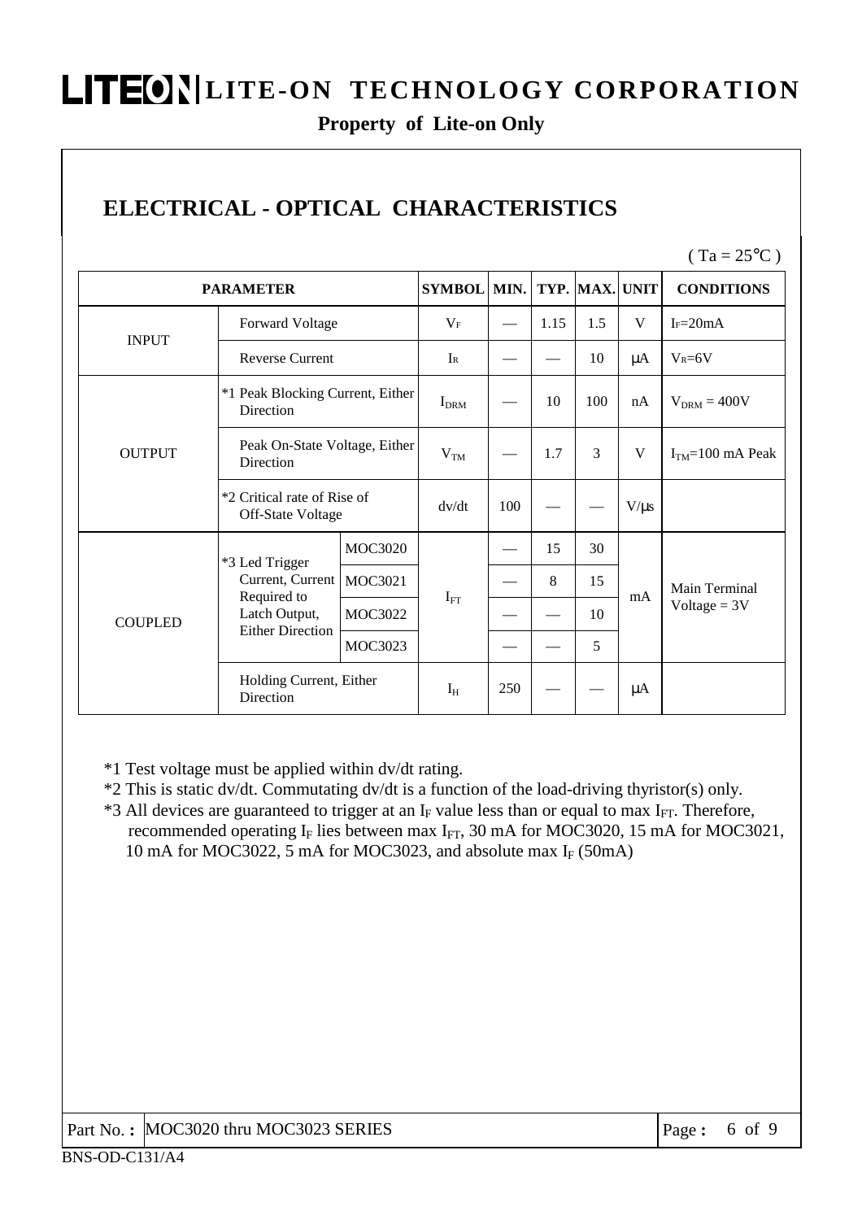## ELECTRICAL - OPTICAL CHARACTERISTICS

( Ta = 25°C )

| PARAMETER | | | SYMBOL | MIN. | TYP. | MAX. | UNIT | CONDITIONS |
|---|---|---|---|---|---|---|---|---|
| INPUT | Forward Voltage | | $V_F$ | — | 1.15 | 1.5 | V | $I_F$=20mA |
| | Reverse Current | | $I_R$ | — | — | 10 | μA | $V_R$=6V |
| OUTPUT | *1 Peak Blocking Current, Either Direction | | $I_{DRM}$ | — | 10 | 100 | nA | $V_{DRM}$ = 400V |
| | Peak On-State Voltage, Either Direction | | $V_{TM}$ | — | 1.7 | 3 | V | $I_{TM}$=100 mA Peak |
| | *2 Critical rate of Rise of Off-State Voltage | | dv/dt | 100 | — | — | V/μs | |
| COUPLED | *3 Led Trigger Current, Current Required to Latch Output, Either Direction | MOC3020 | $I_{FT}$ | — | 15 | 30 | mA | Main Terminal Voltage = 3V |
| | | MOC3021 | | — | 8 | 15 | | |
| | | MOC3022 | | — | — | 10 | | |
| | | MOC3023 | | — | — | 5 | | |
| | Holding Current, Either Direction | | $I_H$ | 250 | — | — | μA | |

*1 Test voltage must be applied within dv/dt rating.

*2 This is static dv/dt. Commutating dv/dt is a function of the load-driving thyristor(s) only.

*3 All devices are guaranteed to trigger at an $I_F$ value less than or equal to max $I_{FT}$. Therefore, recommended operating $I_F$ lies between max $I_{FT}$, 30 mA for MOC3020, 15 mA for MOC3021, 10 mA for MOC3022, 5 mA for MOC3023, and absolute max $I_F$ (50mA)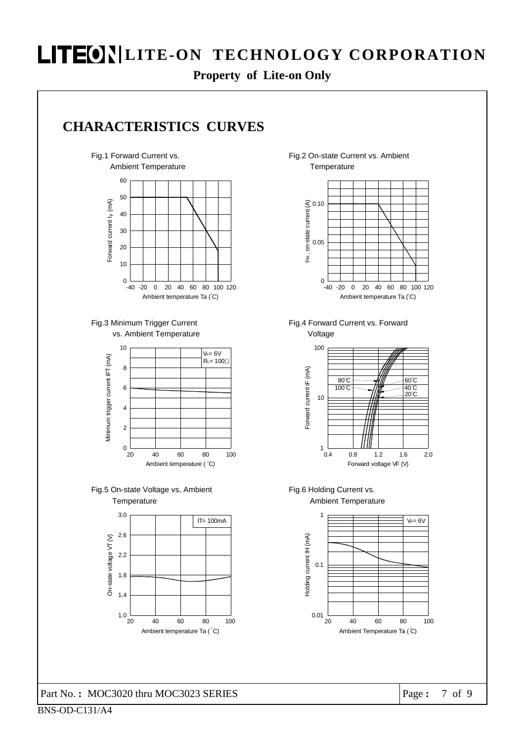## CHARACTERISTICS CURVES

Fig.1 Forward Current vs. Ambient Temperature

Fig.2 On-state Current vs. Ambient Temperature

Fig.3 Minimum Trigger Current vs. Ambient Temperature

Fig.4 Forward Current vs. Forward Voltage

Fig.5 On-state Voltage vs. Ambient Temperature

Fig.6 Holding Current vs. Ambient Temperature

Part No. : MOC3020 thru MOC3023 SERIES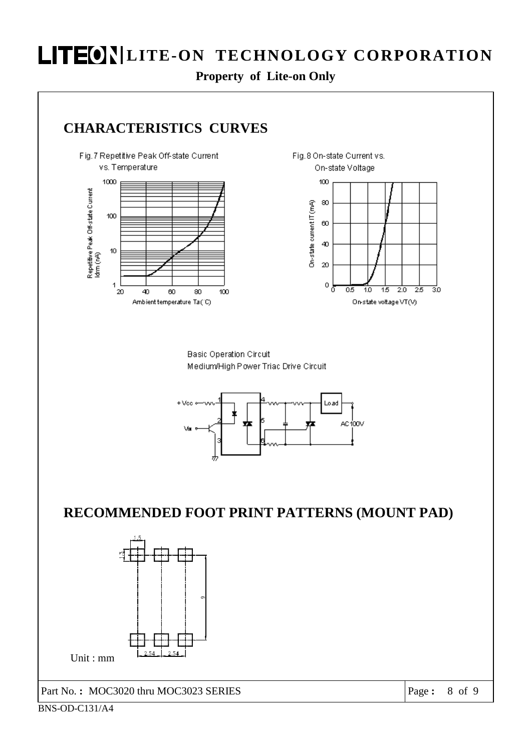## CHARACTERISTICS CURVES

Fig.7 Repetitive Peak Off-state Current vs. Temperature

Fig.8 On-state Current vs. On-state Voltage

Basic Operation Circuit
Medium/High Power Triac Drive Circuit

## RECOMMENDED FOOT PRINT PATTERNS (MOUNT PAD)

Unit : mm

Part No. : MOC3020 thru MOC3023 SERIES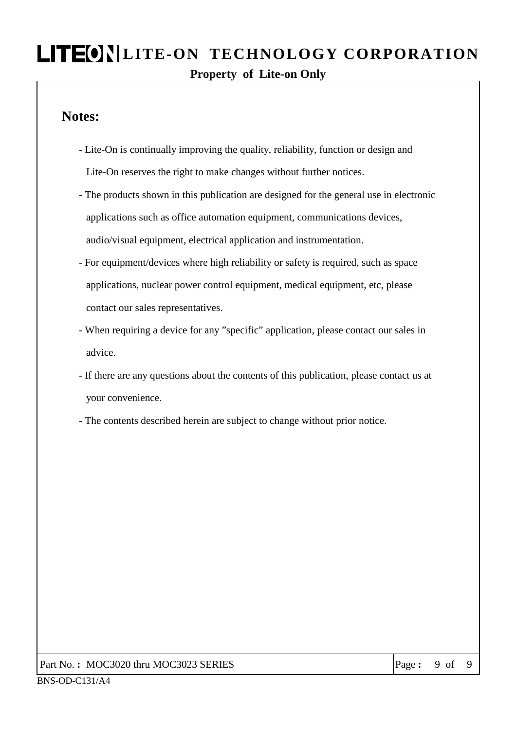## Notes:

- Lite-On is continually improving the quality, reliability, function or design and Lite-On reserves the right to make changes without further notices.
- The products shown in this publication are designed for the general use in electronic applications such as office automation equipment, communications devices, audio/visual equipment, electrical application and instrumentation.
- For equipment/devices where high reliability or safety is required, such as space applications, nuclear power control equipment, medical equipment, etc, please contact our sales representatives.
- When requiring a device for any "specific" application, please contact our sales in advice.
- If there are any questions about the contents of this publication, please contact us at your convenience.
- The contents described herein are subject to change without prior notice.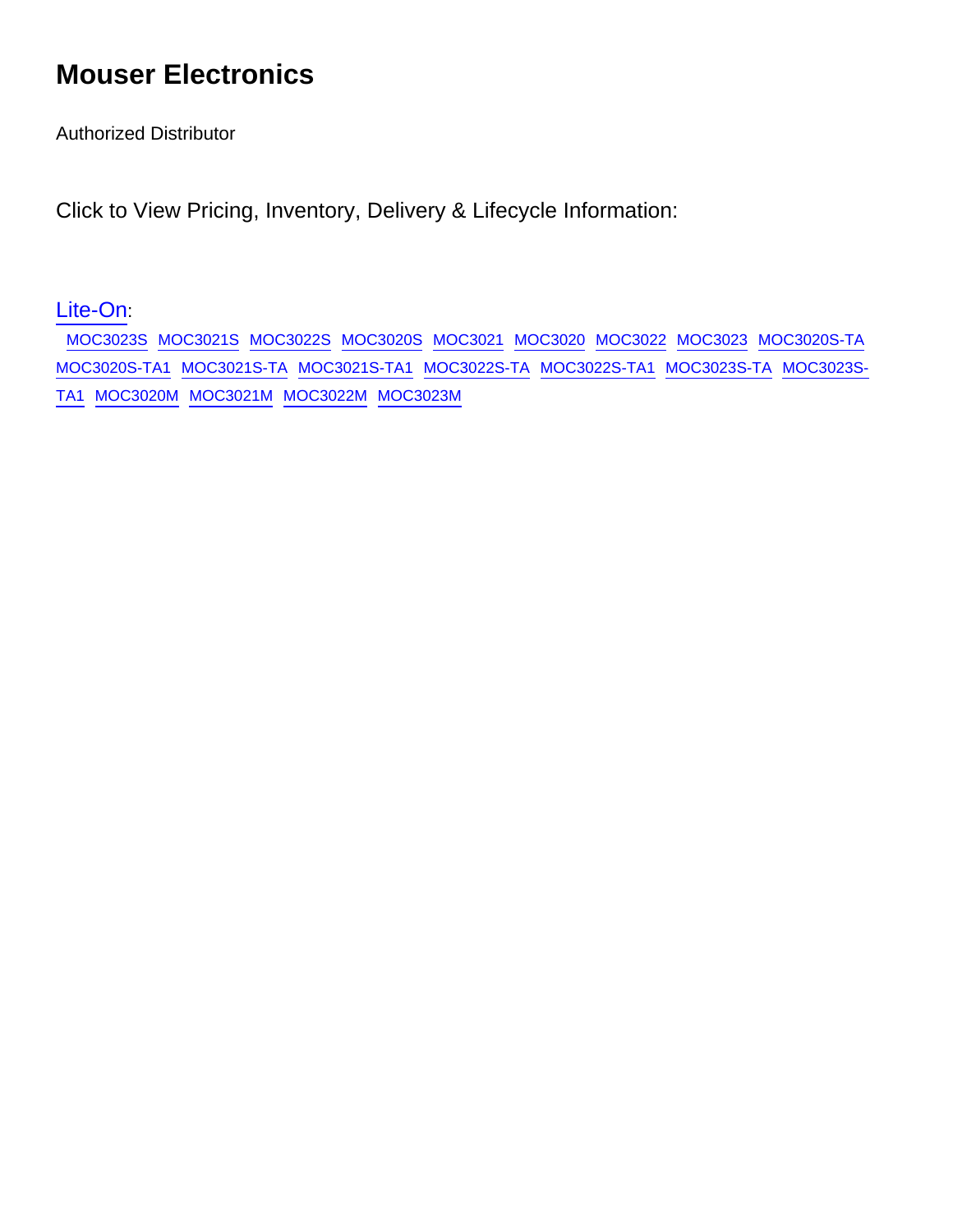# Mouser Electronics

Authorized Distributor

Click to View Pricing, Inventory, Delivery & Lifecycle Information:

Lite-On:

MOC3023S MOC3021S MOC3022S MOC3020S MOC3021 MOC3020 MOC3022 MOC3023 MOC3020S-TA MOC3020S-TA1 MOC3021S-TA MOC3021S-TA1 MOC3022S-TA MOC3022S-TA1 MOC3023S-TA MOC3023S-TA1 MOC3020M MOC3021M MOC3022M MOC3023M